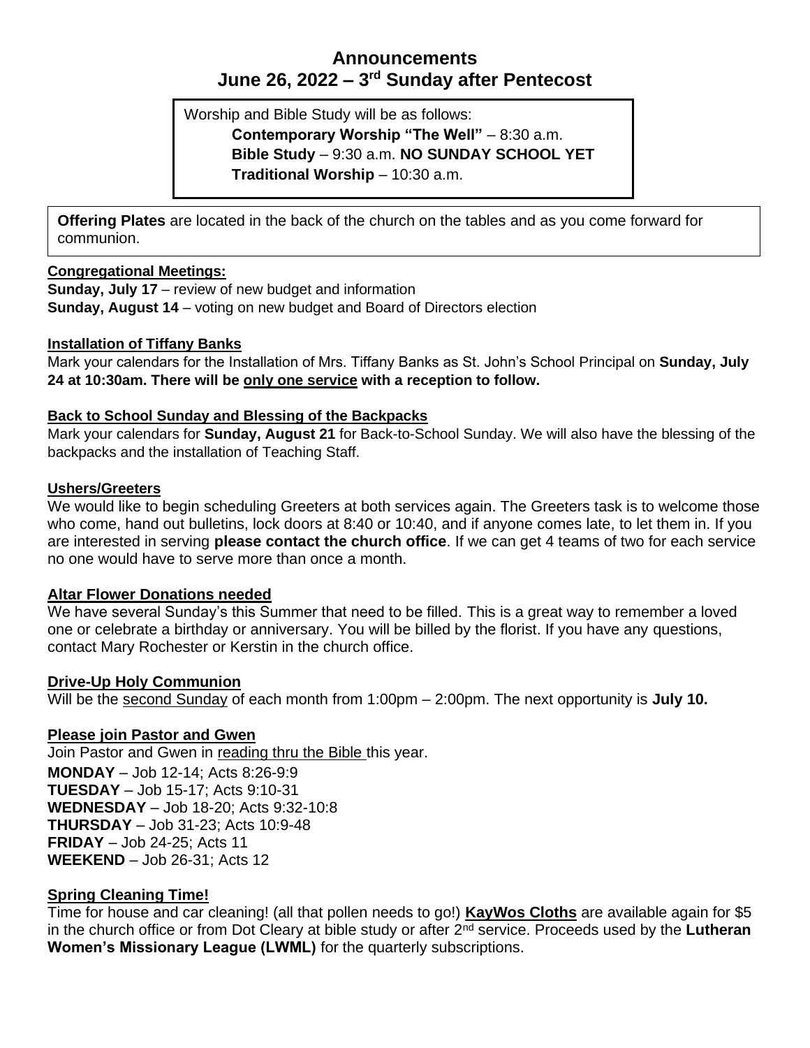# Announcements
## June 26, 2022 – 3rd Sunday after Pentecost

Worship and Bible Study will be as follows:

**Contemporary Worship "The Well"** – 8:30 a.m.
**Bible Study** – 9:30 a.m. **NO SUNDAY SCHOOL YET**
**Traditional Worship** – 10:30 a.m.

**Offering Plates** are located in the back of the church on the tables and as you come forward for communion.

**Congregational Meetings:**

**Sunday, July 17** – review of new budget and information
**Sunday, August 14** – voting on new budget and Board of Directors election

**Installation of Tiffany Banks**

Mark your calendars for the Installation of Mrs. Tiffany Banks as St. John's School Principal on **Sunday, July 24 at 10:30am. There will be only one service with a reception to follow.**

**Back to School Sunday and Blessing of the Backpacks**

Mark your calendars for **Sunday, August 21** for Back-to-School Sunday. We will also have the blessing of the backpacks and the installation of Teaching Staff.

**Ushers/Greeters**

We would like to begin scheduling Greeters at both services again. The Greeters task is to welcome those who come, hand out bulletins, lock doors at 8:40 or 10:40, and if anyone comes late, to let them in. If you are interested in serving **please contact the church office**. If we can get 4 teams of two for each service no one would have to serve more than once a month.

**Altar Flower Donations needed**

We have several Sunday's this Summer that need to be filled. This is a great way to remember a loved one or celebrate a birthday or anniversary. You will be billed by the florist. If you have any questions, contact Mary Rochester or Kerstin in the church office.

**Drive-Up Holy Communion**

Will be the second Sunday of each month from 1:00pm – 2:00pm. The next opportunity is **July 10.**

**Please join Pastor and Gwen**

Join Pastor and Gwen in reading thru the Bible this year.

**MONDAY** – Job 12-14; Acts 8:26-9:9
**TUESDAY** – Job 15-17; Acts 9:10-31
**WEDNESDAY** – Job 18-20; Acts 9:32-10:8
**THURSDAY** – Job 31-23; Acts 10:9-48
**FRIDAY** – Job 24-25; Acts 11
**WEEKEND** – Job 26-31; Acts 12

**Spring Cleaning Time!**

Time for house and car cleaning! (all that pollen needs to go!) **KayWos Cloths** are available again for $5 in the church office or from Dot Cleary at bible study or after 2nd service. Proceeds used by the **Lutheran Women's Missionary League (LWML)** for the quarterly subscriptions.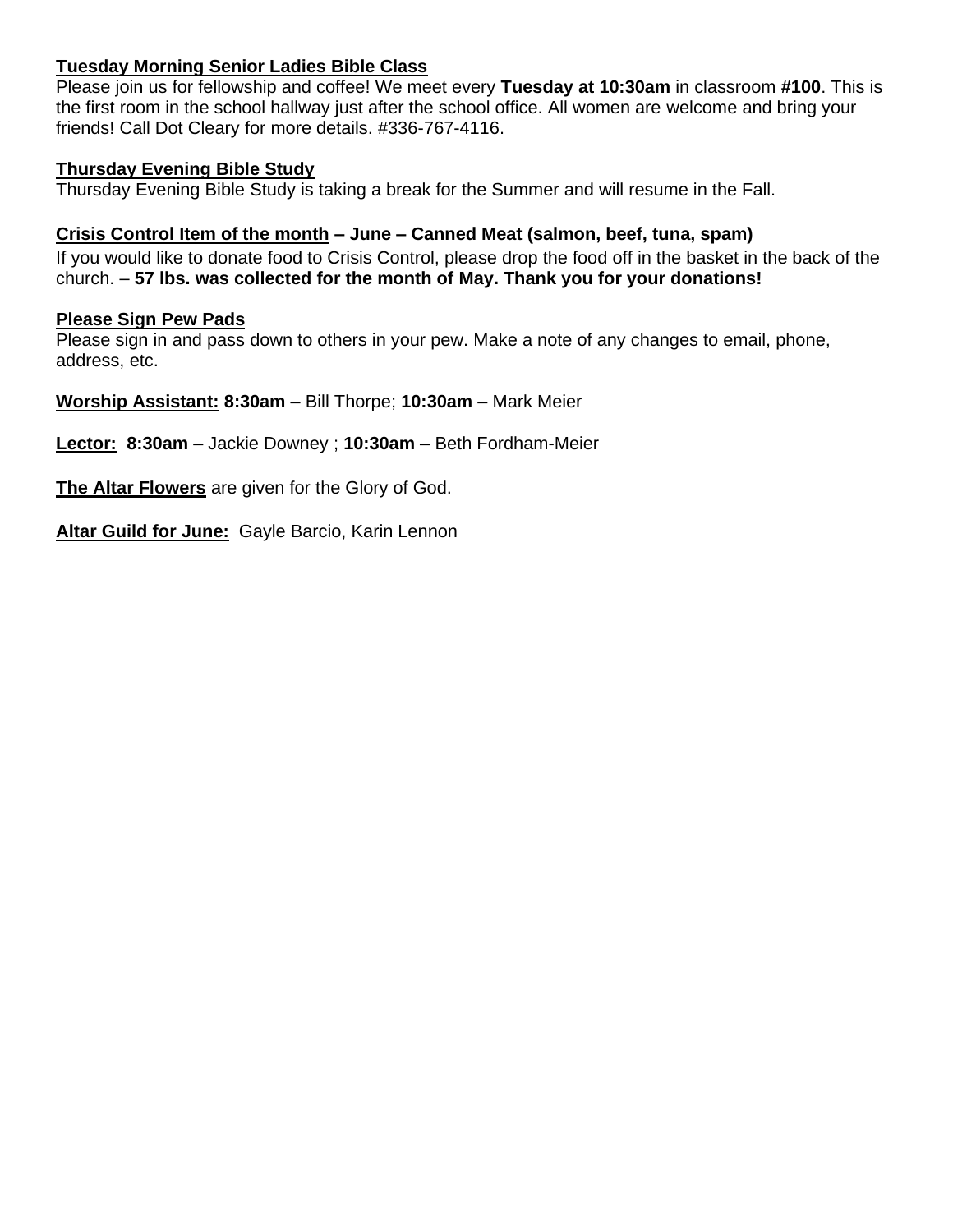**<u>Tuesday Morning Senior Ladies Bible Class</u>**
Please join us for fellowship and coffee! We meet every **Tuesday at 10:30am** in classroom **#100**. This is the first room in the school hallway just after the school office. All women are welcome and bring your friends! Call Dot Cleary for more details. #336-767-4116.

**<u>Thursday Evening Bible Study</u>**
Thursday Evening Bible Study is taking a break for the Summer and will resume in the Fall.

**<u>Crisis Control Item of the month</u> – June – Canned Meat (salmon, beef, tuna, spam)**
If you would like to donate food to Crisis Control, please drop the food off in the basket in the back of the church. – **57 lbs. was collected for the month of May. Thank you for your donations!**

**<u>Please Sign Pew Pads</u>**
Please sign in and pass down to others in your pew. Make a note of any changes to email, phone, address, etc.

**<u>Worship Assistant:</u> 8:30am** – Bill Thorpe; **10:30am** – Mark Meier

**<u>Lector:</u> 8:30am** – Jackie Downey ; **10:30am** – Beth Fordham-Meier

**<u>The Altar Flowers</u>** are given for the Glory of God.

**<u>Altar Guild for June:</u>** Gayle Barcio, Karin Lennon